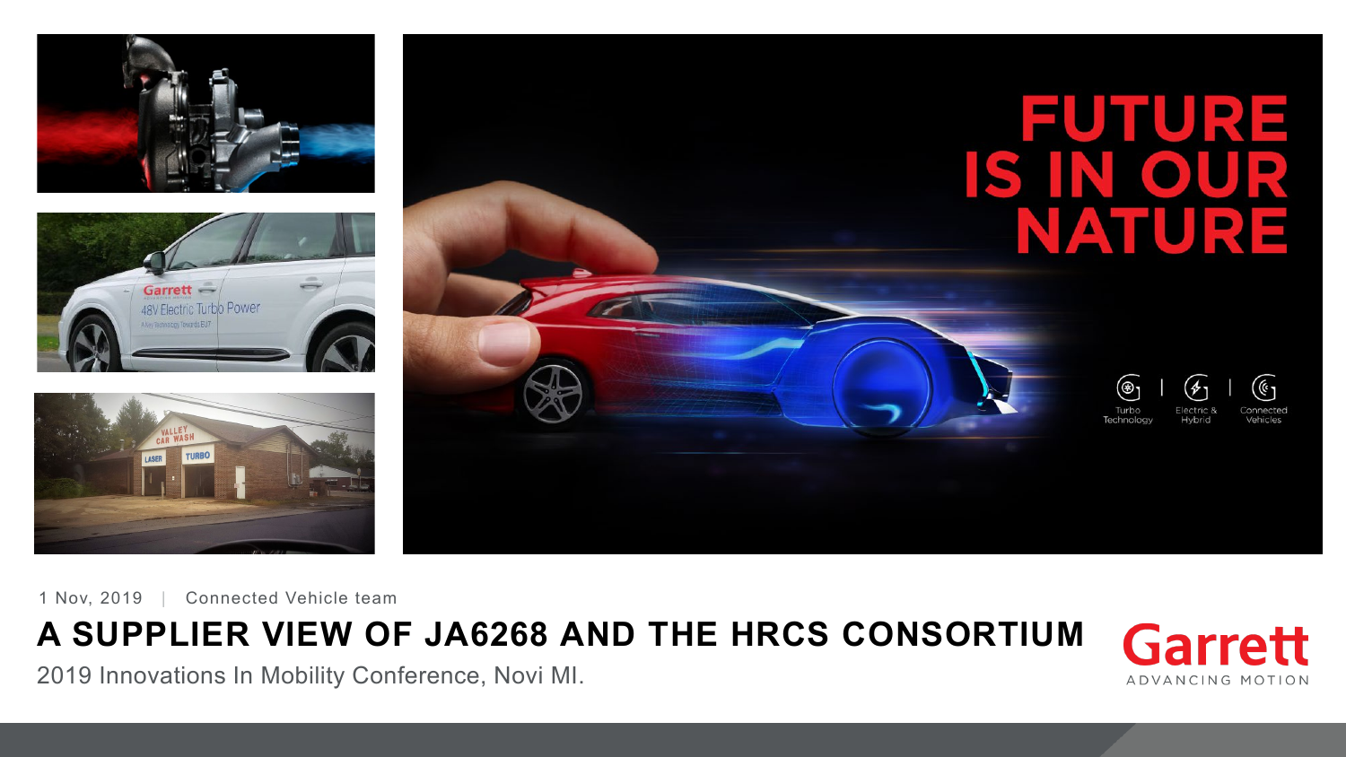1 Nov, 2019 | Connected Vehicle team

# A SUPPLIER VIEW OF JA6268 AND THE HRCS CONSORTIUM

2019 Innovations In Mobility Conference, Novi MI.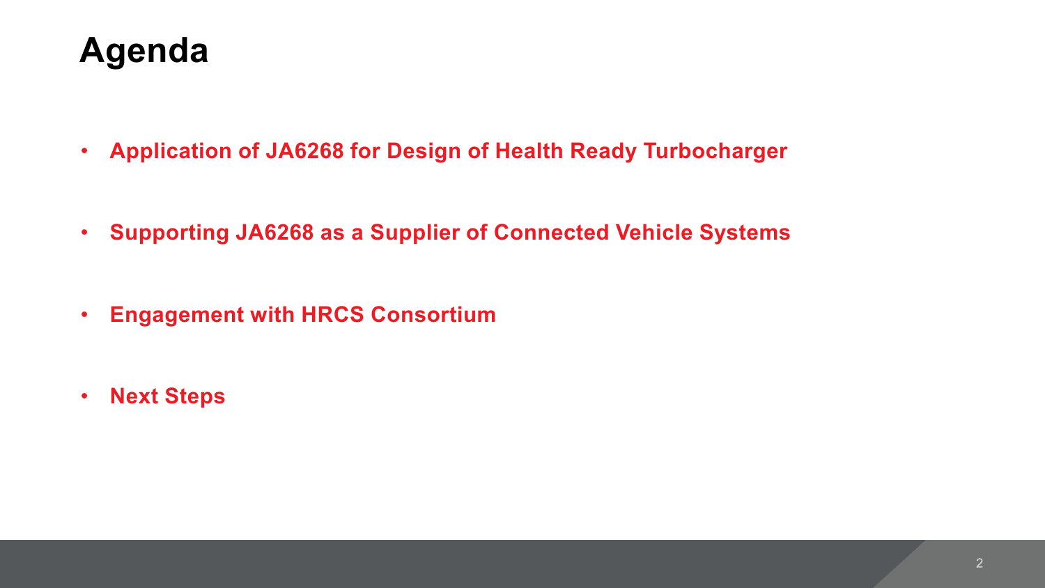# Agenda

- **Application of JA6268 for Design of Health Ready Turbocharger**
- **Supporting JA6268 as a Supplier of Connected Vehicle Systems**
- **Engagement with HRCS Consortium**
- **Next Steps**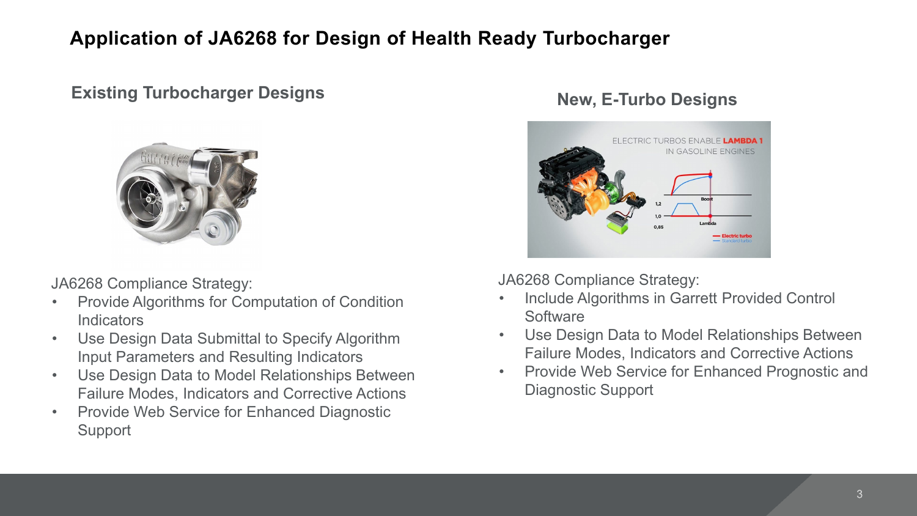# Application of JA6268 for Design of Health Ready Turbocharger

## Existing Turbocharger Designs

JA6268 Compliance Strategy:

- Provide Algorithms for Computation of Condition Indicators
- Use Design Data Submittal to Specify Algorithm Input Parameters and Resulting Indicators
- Use Design Data to Model Relationships Between Failure Modes, Indicators and Corrective Actions
- Provide Web Service for Enhanced Diagnostic Support

## New, E-Turbo Designs

JA6268 Compliance Strategy:

- Include Algorithms in Garrett Provided Control Software
- Use Design Data to Model Relationships Between Failure Modes, Indicators and Corrective Actions
- Provide Web Service for Enhanced Prognostic and Diagnostic Support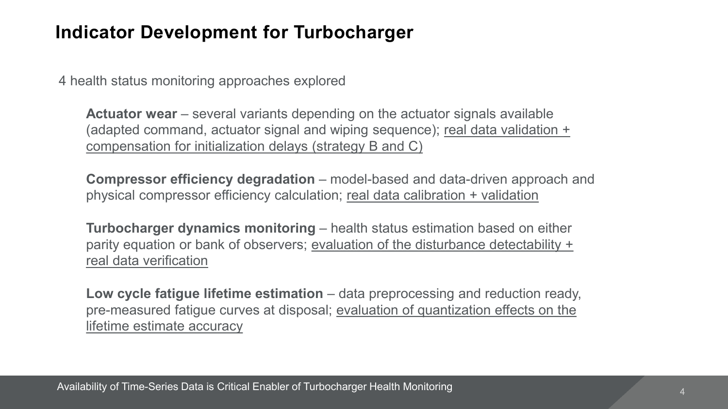# Indicator Development for Turbocharger

4 health status monitoring approaches explored

**Actuator wear** – several variants depending on the actuator signals available (adapted command, actuator signal and wiping sequence); <u>real data validation + compensation for initialization delays (strategy B and C)</u>

**Compressor efficiency degradation** – model-based and data-driven approach and physical compressor efficiency calculation; <u>real data calibration + validation</u>

**Turbocharger dynamics monitoring** – health status estimation based on either parity equation or bank of observers; <u>evaluation of the disturbance detectability + real data verification</u>

**Low cycle fatigue lifetime estimation** – data preprocessing and reduction ready, pre-measured fatigue curves at disposal; <u>evaluation of quantization effects on the lifetime estimate accuracy</u>

Availability of Time-Series Data is Critical Enabler of Turbocharger Health Monitoring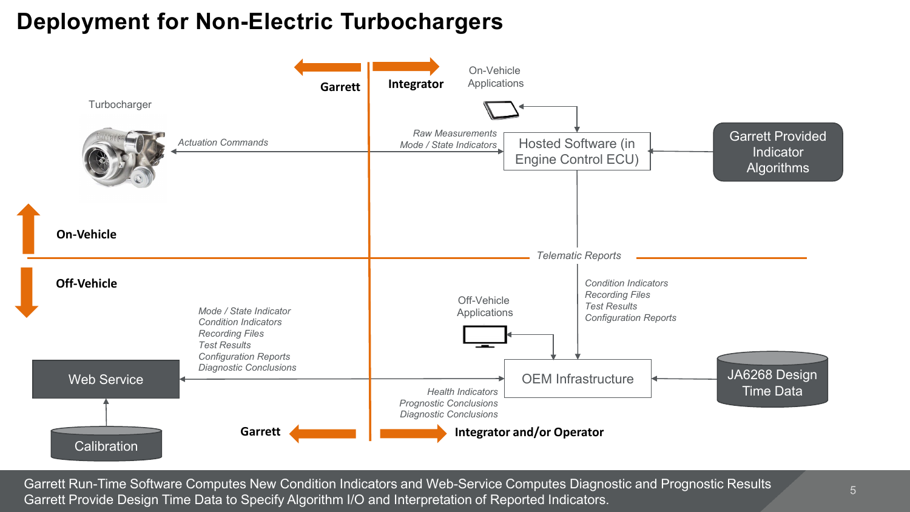# Deployment for Non-Electric Turbochargers

Garrett | Integrator

On-Vehicle Applications

Turbocharger

*Actuation Commands*

*Raw Measurements*
*Mode / State Indicators*

Hosted Software (in Engine Control ECU)

Garrett Provided Indicator Algorithms

On-Vehicle

*Telematic Reports*

Off-Vehicle

*Condition Indicators*
*Recording Files*
*Test Results*
*Configuration Reports*

Off-Vehicle Applications

*Mode / State Indicator*
*Condition Indicators*
*Recording Files*
*Test Results*
*Configuration Reports*
*Diagnostic Conclusions*

Web Service

OEM Infrastructure

JA6268 Design Time Data

*Health Indicators*
*Prognostic Conclusions*
*Diagnostic Conclusions*

Calibration

Garrett | Integrator and/or Operator

Garrett Run-Time Software Computes New Condition Indicators and Web-Service Computes Diagnostic and Prognostic Results
Garrett Provide Design Time Data to Specify Algorithm I/O and Interpretation of Reported Indicators.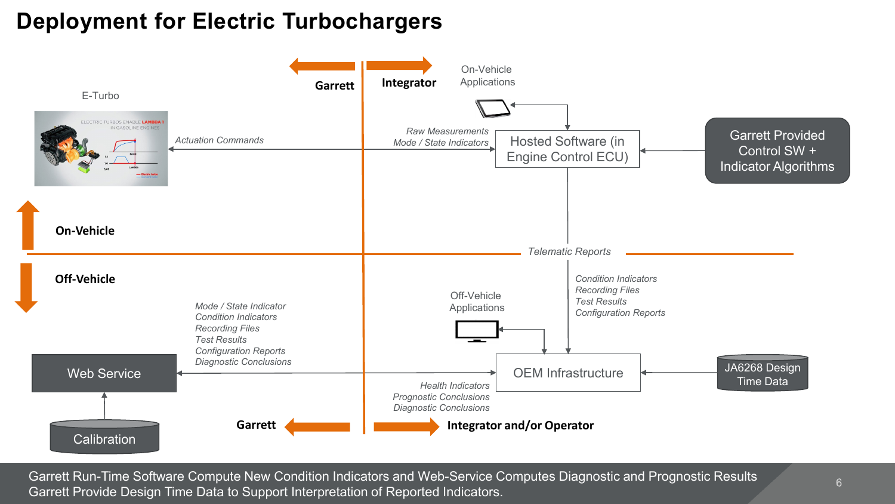# Deployment for Electric Turbochargers

Garrett | Integrator

On-Vehicle Applications

E-Turbo

*Actuation Commands*

*Raw Measurements*
*Mode / State Indicators*

Hosted Software (in Engine Control ECU)

Garrett Provided Control SW + Indicator Algorithms

On-Vehicle

Off-Vehicle

*Telematic Reports*

*Condition Indicators*
*Recording Files*
*Test Results*
*Configuration Reports*

Off-Vehicle Applications

*Mode / State Indicator*
*Condition Indicators*
*Recording Files*
*Test Results*
*Configuration Reports*
*Diagnostic Conclusions*

Web Service

OEM Infrastructure

JA6268 Design Time Data

*Health Indicators*
*Prognostic Conclusions*
*Diagnostic Conclusions*

Calibration

Garrett | Integrator and/or Operator

Garrett Run-Time Software Compute New Condition Indicators and Web-Service Computes Diagnostic and Prognostic Results
Garrett Provide Design Time Data to Support Interpretation of Reported Indicators.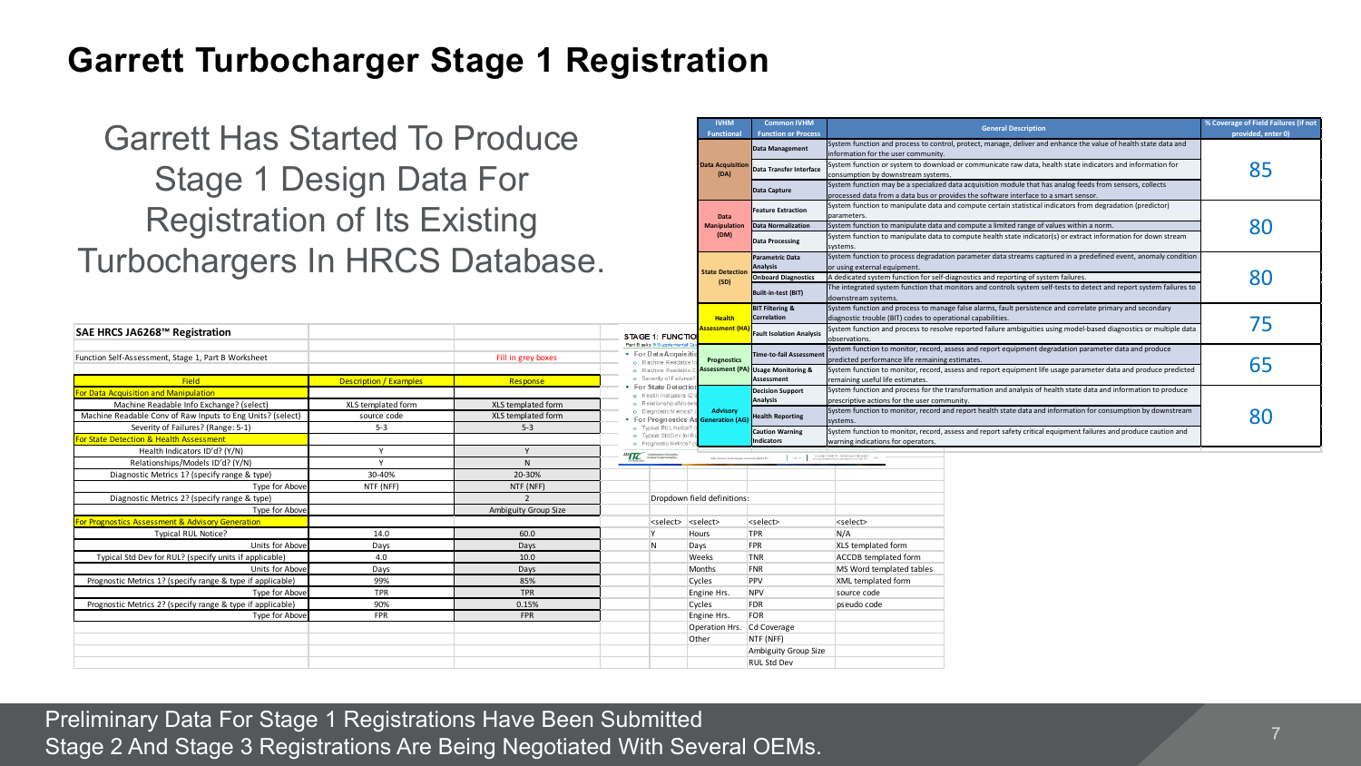# Garrett Turbocharger Stage 1 Registration

## Garrett Has Started To Produce Stage 1 Design Data For Registration of Its Existing Turbochargers In HRCS Database.

| IVHM Functional | Common IVHM Function or Process | General Description | % Coverage of Field Failures (if not provided, enter 0) |
|---|---|---|---|
| Data Acquisition (DA) | Data Management | System function and process to control, protect, manage, deliver and enhance the value of health state data and information for the user community. | 85 |
| | Data Transfer Interface | System function or system to download or communicate raw data, health state indicators and information for consumption by downstream systems. | |
| | Data Capture | System function may be a specialized data acquisition module that has analog feeds from sensors, collects processed data from a data bus or provides the software interface to a smart sensor. | |
| Data Manipulation (DM) | Feature Extraction | System function to manipulate data and compute certain statistical indicators from degradation (predictor) parameters. | 80 |
| | Data Normalization | System function to manipulate data and compute a limited range of values within a norm. | |
| | Data Processing | System function to manipulate data to compute health state indicator(s) or extract information for down stream systems. | |
| State Detection (SD) | Parametric Data Analysis | System function and process to process degradation parameter data streams captured in a predefined event, anomaly condition or using external equipment. | 80 |
| | Onboard Diagnostics | A dedicated system function for self-diagnostics and reporting of system failures. | |
| | Built-in-test (BIT) | The integrated system function that monitors and controls system self-tests to detect and report system failures to downstream systems. | |
| Health Assessment (HA) | BIT Filtering & Correlation | System function and process to manage false alarms, fault persistence and correlate primary and secondary diagnostic trouble (BIT) codes to operational capabilities. | 75 |
| | Fault Isolation Analysis | System function and process to resolve reported failure ambiguities using model-based diagnostics or multiple data observations. | |
| Prognostics Assessment (PA) | Time-to-fail Assessment | System function to monitor, record, assess and report equipment degradation parameter data and produce predicted performance life remaining estimates. | 65 |
| | Usage Monitoring & Assessment | System function to monitor, record, assess and report equipment life usage parameter data and produce predicted remaining useful life estimates. | |
| Advisory Generation (AG) | Decision Support Analysis | System function and process for the transformation and analysis of health state data and information to produce prescriptive actions for the user community. | 80 |
| | Health Reporting | System function to monitor, record and report health state data and information for consumption by downstream systems. | |
| | Caution Warning Indicators | System function to monitor, record, assess and report safety critical equipment failures and produce caution and warning indications for operators. | |

**SAE HRCS JA6268™ Registration**

Function Self-Assessment, Stage 1, Part B Worksheet — Fill in grey boxes

| Field | Description / Examples | Response |
|---|---|---|
| **For Data Acquisition and Manipulation** | | |
| Machine Readable Info Exchange? (select) | XLS templated form | XLS templated form |
| Machine Readable Conv of Raw Inputs to Eng Units? (select) | source code | XLS templated form |
| Severity of Failures? (Range: 5-1) | 5-3 | 5-3 |
| **For State Detection & Health Assessment** | | |
| Health Indicators ID'd? (Y/N) | Y | Y |
| Relationships/Models ID'd? (Y/N) | Y | N |
| Diagnostic Metrics 1? (specify range & type) | 30-40% | 20-30% |
| Type for Above | NTF (NFF) | NTF (NFF) |
| Diagnostic Metrics 2? (specify range & type) | | 2 |
| Type for Above | | Ambiguity Group Size |
| **For Prognostics Assessment & Advisory Generation** | | |
| Typical RUL Notice? | 14.0 | 60.0 |
| Units for Above | Days | Days |
| Typical Std Dev for RUL? (specify units if applicable) | 4.0 | 10.0 |
| Units for Above | Days | Days |
| Prognostic Metrics 1? (specify range & type if applicable) | 99% | 85% |
| Type for Above | TPR | TPR |
| Prognostic Metrics 2? (specify range & type if applicable) | 90% | 0.15% |
| Type for Above | FPR | FPR |

Dropdown field definitions:

| <select> | <select> | <select> | <select> |
|---|---|---|---|
| Y | Hours | TPR | N/A |
| N | Days | FPR | XLS templated form |
| | Weeks | TNR | ACCDB templated form |
| | Months | FNR | MS Word templated tables |
| | Cycles | PPV | XML templated form |
| | Engine Hrs. | NPV | source code |
| | Cycles | FDR | pseudo code |
| | Engine Hrs. | FOR | |
| | Operation Hrs. | Cd Coverage | |
| | Other | NTF (NFF) | |
| | | Ambiguity Group Size | |
| | | RUL Std Dev | |

Preliminary Data For Stage 1 Registrations Have Been Submitted
Stage 2 And Stage 3 Registrations Are Being Negotiated With Several OEMs.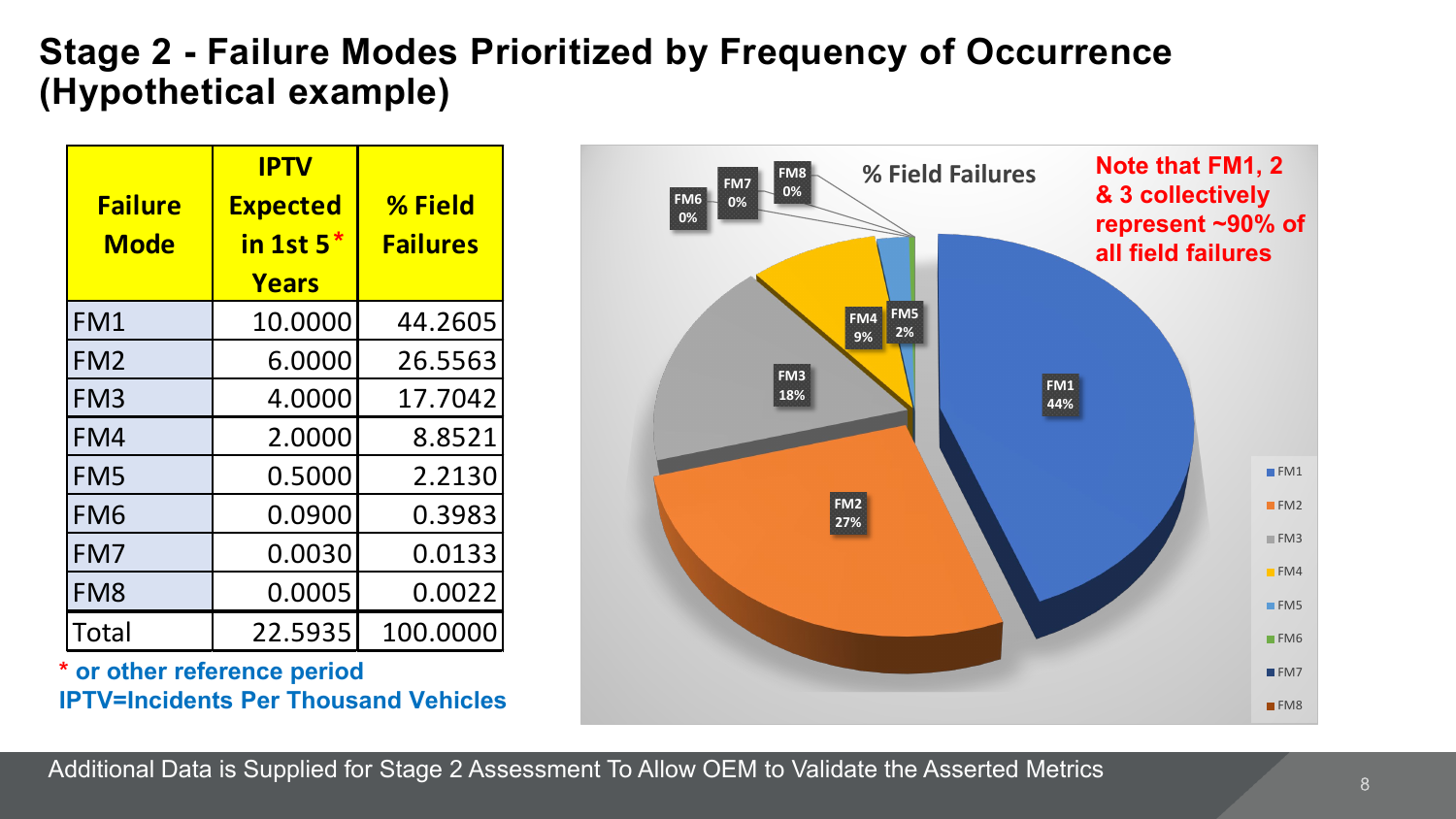# Stage 2 - Failure Modes Prioritized by Frequency of Occurrence (Hypothetical example)

| Failure Mode | IPTV Expected in 1st 5* Years | % Field Failures |
|---|---|---|
| FM1 | 10.0000 | 44.2605 |
| FM2 | 6.0000 | 26.5563 |
| FM3 | 4.0000 | 17.7042 |
| FM4 | 2.0000 | 8.8521 |
| FM5 | 0.5000 | 2.2130 |
| FM6 | 0.0900 | 0.3983 |
| FM7 | 0.0030 | 0.0133 |
| FM8 | 0.0005 | 0.0022 |
| Total | 22.5935 | 100.0000 |

* or other reference period

IPTV=Incidents Per Thousand Vehicles

**% Field Failures**

FM1 44%, FM2 27%, FM3 18%, FM4 9%, FM5 2%, FM6 0%, FM7 0%, FM8 0%

Note that FM1, 2 & 3 collectively represent ~90% of all field failures

Additional Data is Supplied for Stage 2 Assessment To Allow OEM to Validate the Asserted Metrics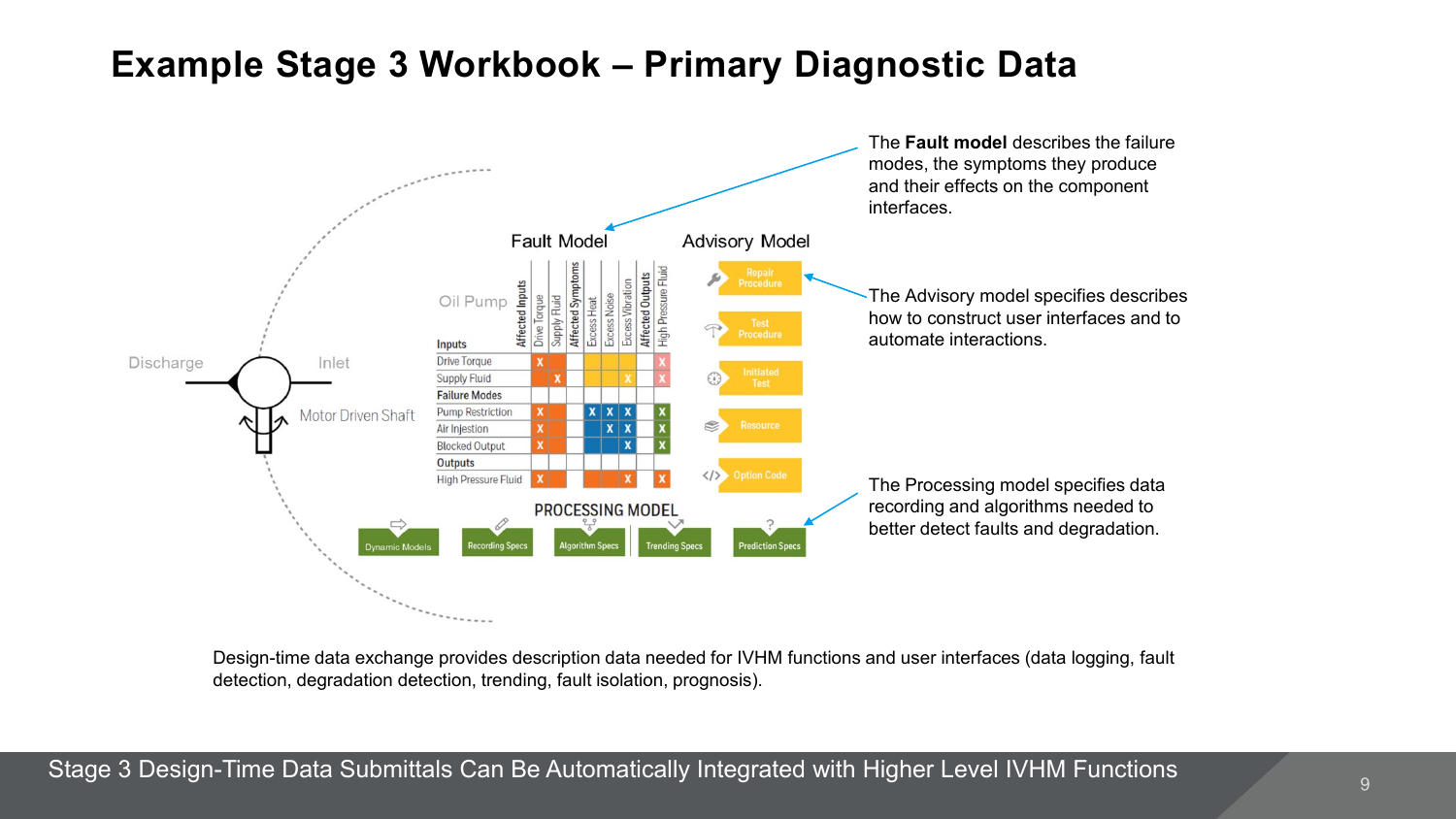# Example Stage 3 Workbook – Primary Diagnostic Data

The **Fault model** describes the failure modes, the symptoms they produce and their effects on the component interfaces.

Fault Model

Advisory Model

Oil Pump

Discharge

Inlet

Motor Driven Shaft

| | Affected Inputs | Drive Torque | Supply Fluid | Affected Symptoms | Excess Heat | Excess Noise | Excess Vibration | Affected Outputs | High Pressure Fluid |
|---|---|---|---|---|---|---|---|---|---|
| **Inputs** | | | | | | | | | |
| Drive Torque | | X | | | | | | | X |
| Supply Fluid | | | X | | | | X | | X |
| **Failure Modes** | | | | | | | | | |
| Pump Restriction | | X | | | X | X | X | | X |
| Air Injection | | X | | | | X | X | | X |
| Blocked Output | | X | | | | | X | | X |
| **Outputs** | | | | | | | | | |
| High Pressure Fluid | | X | | | | | X | | X |

Repair Procedure

Test Procedure

Initiated Test

Resource

Option Code

The Advisory model specifies describes how to construct user interfaces and to automate interactions.

PROCESSING MODEL

Dynamic Models | Recording Specs | Algorithm Specs | Trending Specs | Prediction Specs

The Processing model specifies data recording and algorithms needed to better detect faults and degradation.

Design-time data exchange provides description data needed for IVHM functions and user interfaces (data logging, fault detection, degradation detection, trending, fault isolation, prognosis).

Stage 3 Design-Time Data Submittals Can Be Automatically Integrated with Higher Level IVHM Functions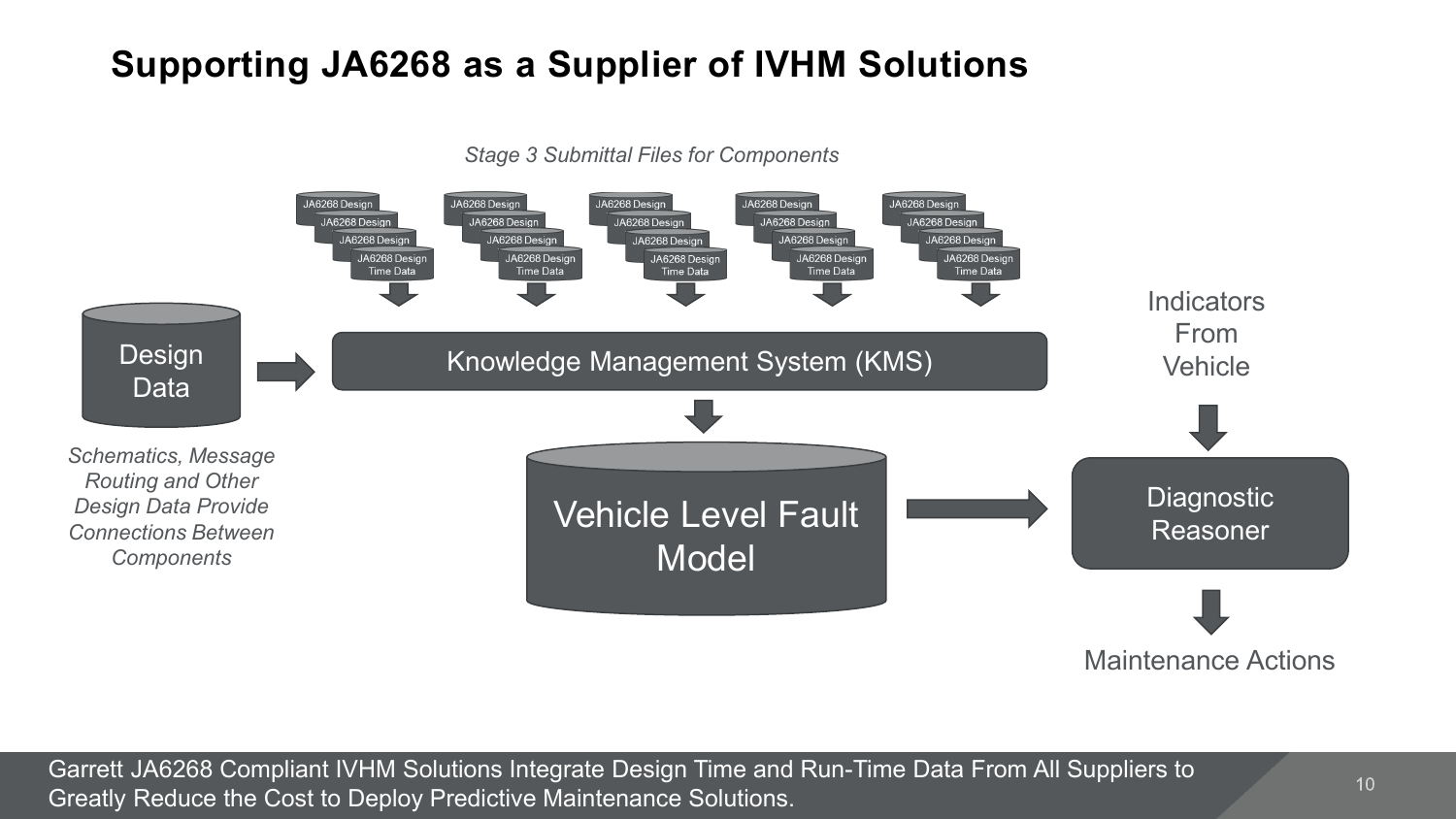# Supporting JA6268 as a Supplier of IVHM Solutions

*Stage 3 Submittal Files for Components*

JA6268 Design Time Data

Design Data

*Schematics, Message Routing and Other Design Data Provide Connections Between Components*

Knowledge Management System (KMS)

Vehicle Level Fault Model

Indicators From Vehicle

Diagnostic Reasoner

Maintenance Actions

Garrett JA6268 Compliant IVHM Solutions Integrate Design Time and Run-Time Data From All Suppliers to Greatly Reduce the Cost to Deploy Predictive Maintenance Solutions.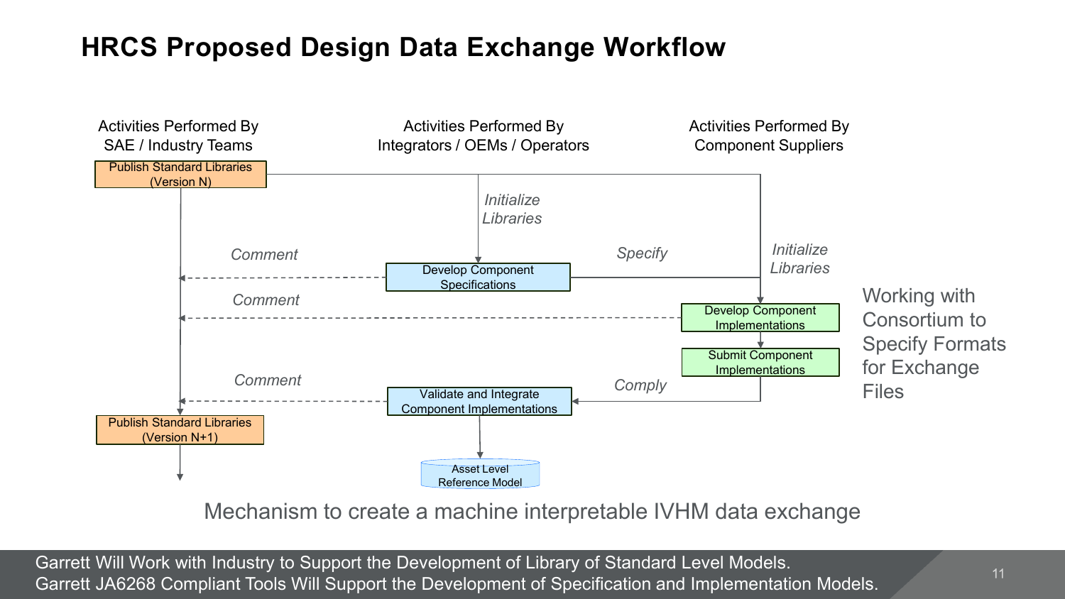# HRCS Proposed Design Data Exchange Workflow

| Activities Performed By SAE / Industry Teams | Activities Performed By Integrators / OEMs / Operators | Activities Performed By Component Suppliers |
| --- | --- | --- |
| Publish Standard Libraries (Version N) | | |
| | *Initialize Libraries* | *Initialize Libraries* |
| *Comment* | Develop Component Specifications | *Specify* |
| *Comment* | | Develop Component Implementations |
| | | Submit Component Implementations |
| *Comment* | Validate and Integrate Component Implementations | *Comply* |
| Publish Standard Libraries (Version N+1) | Asset Level Reference Model | |

Working with Consortium to Specify Formats for Exchange Files

Mechanism to create a machine interpretable IVHM data exchange

Garrett Will Work with Industry to Support the Development of Library of Standard Level Models.
Garrett JA6268 Compliant Tools Will Support the Development of Specification and Implementation Models.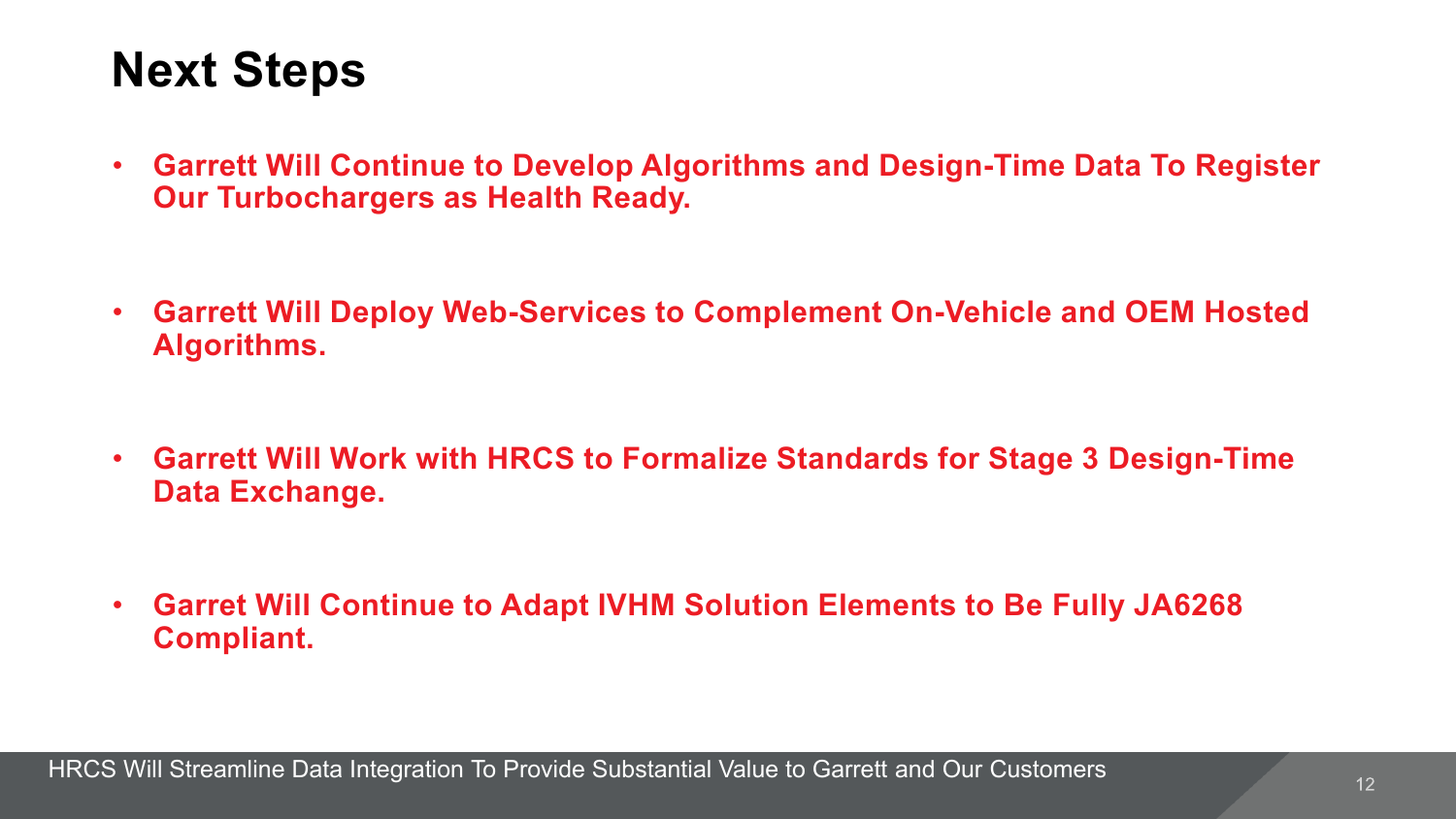# Next Steps

- **Garrett Will Continue to Develop Algorithms and Design-Time Data To Register Our Turbochargers as Health Ready.**
- **Garrett Will Deploy Web-Services to Complement On-Vehicle and OEM Hosted Algorithms.**
- **Garrett Will Work with HRCS to Formalize Standards for Stage 3 Design-Time Data Exchange.**
- **Garret Will Continue to Adapt IVHM Solution Elements to Be Fully JA6268 Compliant.**

HRCS Will Streamline Data Integration To Provide Substantial Value to Garrett and Our Customers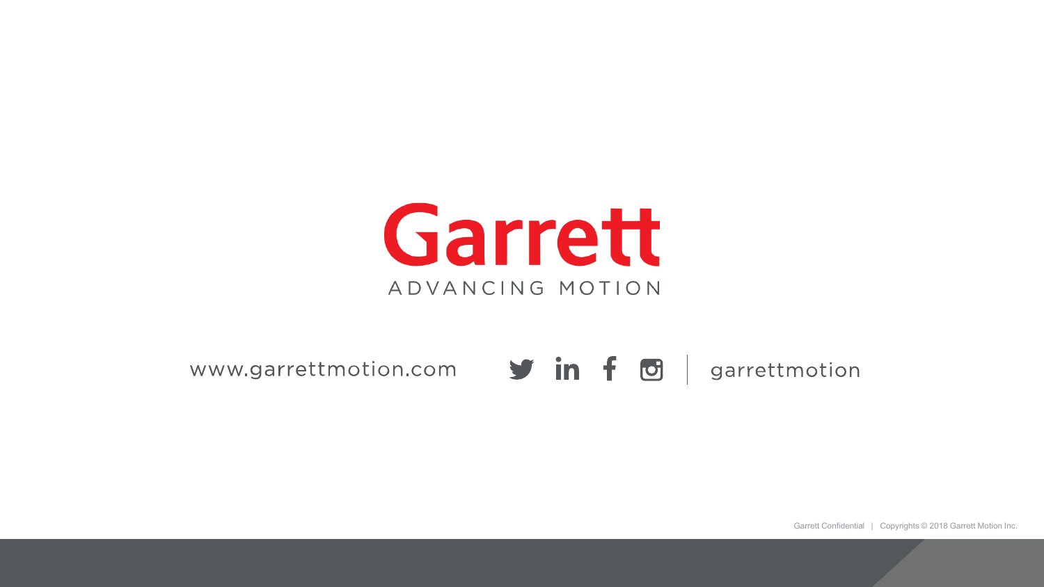# Garrett

ADVANCING MOTION

www.garrettmotion.com | garrettmotion

Garrett Confidential | Copyrights © 2018 Garrett Motion Inc.